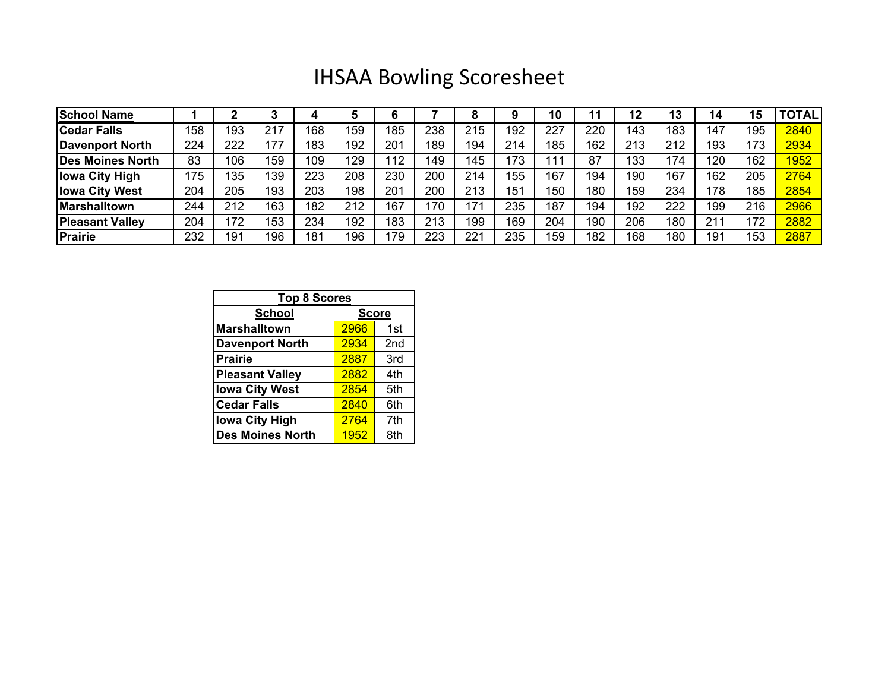# IHSAA Bowling Scoresheet

| School Name | 1 | 2 | 3 | 4 | 5 | 6 | 7 | 8 | 9 | 10 | 11 | 12 | 13 | 14 | 15 | TOTAL |
|---|---|---|---|---|---|---|---|---|---|---|---|---|---|---|---|---|
| Cedar Falls | 158 | 193 | 217 | 168 | 159 | 185 | 238 | 215 | 192 | 227 | 220 | 143 | 183 | 147 | 195 | 2840 |
| Davenport North | 224 | 222 | 177 | 183 | 192 | 201 | 189 | 194 | 214 | 185 | 162 | 213 | 212 | 193 | 173 | 2934 |
| Des Moines North | 83 | 106 | 159 | 109 | 129 | 112 | 149 | 145 | 173 | 111 | 87 | 133 | 174 | 120 | 162 | 1952 |
| Iowa City High | 175 | 135 | 139 | 223 | 208 | 230 | 200 | 214 | 155 | 167 | 194 | 190 | 167 | 162 | 205 | 2764 |
| Iowa City West | 204 | 205 | 193 | 203 | 198 | 201 | 200 | 213 | 151 | 150 | 180 | 159 | 234 | 178 | 185 | 2854 |
| Marshalltown | 244 | 212 | 163 | 182 | 212 | 167 | 170 | 171 | 235 | 187 | 194 | 192 | 222 | 199 | 216 | 2966 |
| Pleasant Valley | 204 | 172 | 153 | 234 | 192 | 183 | 213 | 199 | 169 | 204 | 190 | 206 | 180 | 211 | 172 | 2882 |
| Prairie | 232 | 191 | 196 | 181 | 196 | 179 | 223 | 221 | 235 | 159 | 182 | 168 | 180 | 191 | 153 | 2887 |

| Top 8 Scores | | |
|---|---|---|
| School | Score | |
| Marshalltown | 2966 | 1st |
| Davenport North | 2934 | 2nd |
| Prairie | 2887 | 3rd |
| Pleasant Valley | 2882 | 4th |
| Iowa City West | 2854 | 5th |
| Cedar Falls | 2840 | 6th |
| Iowa City High | 2764 | 7th |
| Des Moines North | 1952 | 8th |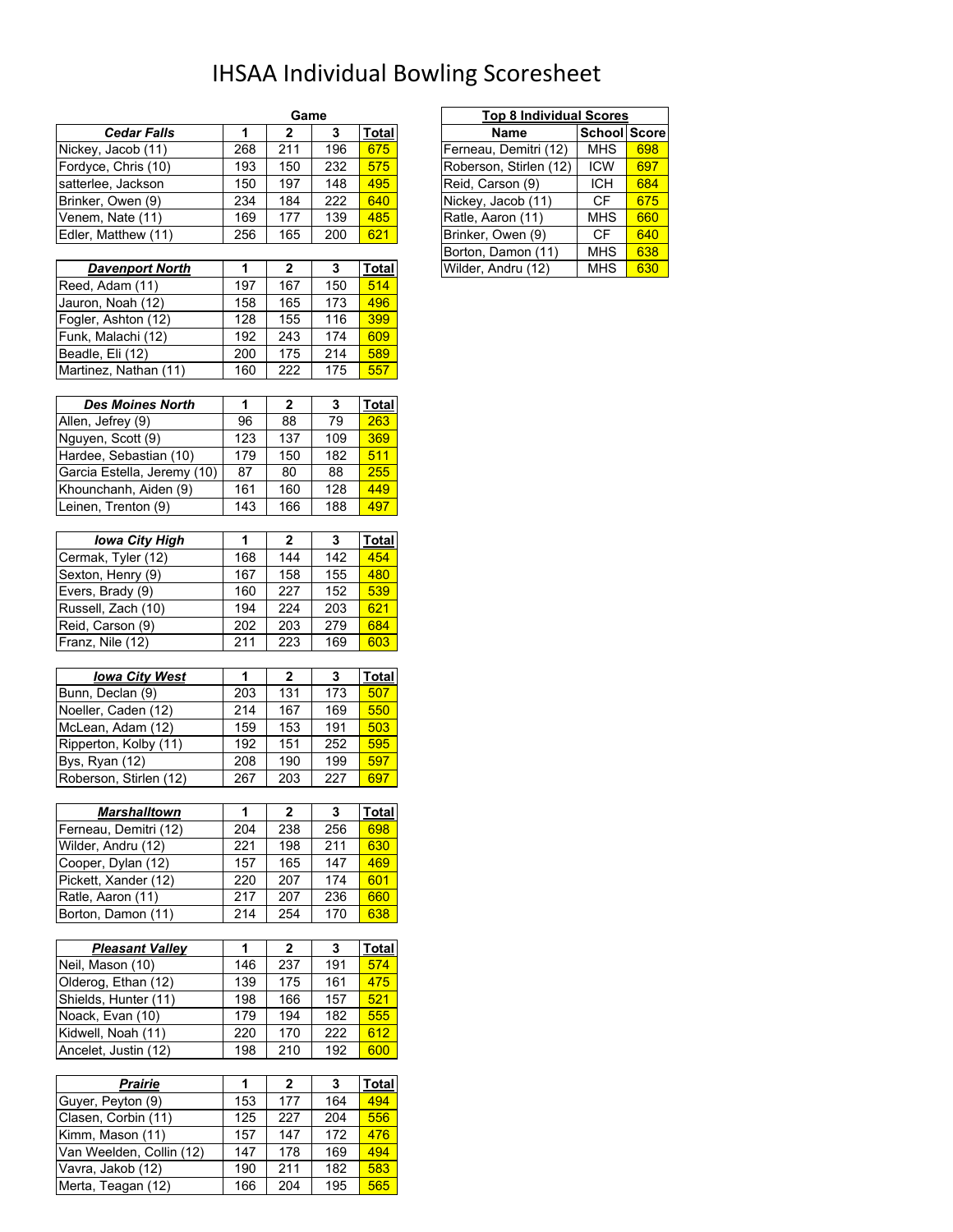# IHSAA Individual Bowling Scoresheet

| Cedar Falls | 1 | 2 | 3 | Total |
|---|---|---|---|---|
| Nickey, Jacob (11) | 268 | 211 | 196 | 675 |
| Fordyce, Chris (10) | 193 | 150 | 232 | 575 |
| satterlee, Jackson | 150 | 197 | 148 | 495 |
| Brinker, Owen (9) | 234 | 184 | 222 | 640 |
| Venem, Nate (11) | 169 | 177 | 139 | 485 |
| Edler, Matthew (11) | 256 | 165 | 200 | 621 |

| Davenport North | 1 | 2 | 3 | Total |
|---|---|---|---|---|
| Reed, Adam (11) | 197 | 167 | 150 | 514 |
| Jauron, Noah (12) | 158 | 165 | 173 | 496 |
| Fogler, Ashton (12) | 128 | 155 | 116 | 399 |
| Funk, Malachi (12) | 192 | 243 | 174 | 609 |
| Beadle, Eli (12) | 200 | 175 | 214 | 589 |
| Martinez, Nathan (11) | 160 | 222 | 175 | 557 |

| Des Moines North | 1 | 2 | 3 | Total |
|---|---|---|---|---|
| Allen, Jefrey (9) | 96 | 88 | 79 | 263 |
| Nguyen, Scott (9) | 123 | 137 | 109 | 369 |
| Hardee, Sebastian (10) | 179 | 150 | 182 | 511 |
| Garcia Estella, Jeremy (10) | 87 | 80 | 88 | 255 |
| Khounchanh, Aiden (9) | 161 | 160 | 128 | 449 |
| Leinen, Trenton (9) | 143 | 166 | 188 | 497 |

| Iowa City High | 1 | 2 | 3 | Total |
|---|---|---|---|---|
| Cermak, Tyler (12) | 168 | 144 | 142 | 454 |
| Sexton, Henry (9) | 167 | 158 | 155 | 480 |
| Evers, Brady (9) | 160 | 227 | 152 | 539 |
| Russell, Zach (10) | 194 | 224 | 203 | 621 |
| Reid, Carson (9) | 202 | 203 | 279 | 684 |
| Franz, Nile (12) | 211 | 223 | 169 | 603 |

| Iowa City West | 1 | 2 | 3 | Total |
|---|---|---|---|---|
| Bunn, Declan (9) | 203 | 131 | 173 | 507 |
| Noeller, Caden (12) | 214 | 167 | 169 | 550 |
| McLean, Adam (12) | 159 | 153 | 191 | 503 |
| Ripperton, Kolby (11) | 192 | 151 | 252 | 595 |
| Bys, Ryan (12) | 208 | 190 | 199 | 597 |
| Roberson, Stirlen (12) | 267 | 203 | 227 | 697 |

| Marshalltown | 1 | 2 | 3 | Total |
|---|---|---|---|---|
| Ferneau, Demitri (12) | 204 | 238 | 256 | 698 |
| Wilder, Andru (12) | 221 | 198 | 211 | 630 |
| Cooper, Dylan (12) | 157 | 165 | 147 | 469 |
| Pickett, Xander (12) | 220 | 207 | 174 | 601 |
| Ratle, Aaron (11) | 217 | 207 | 236 | 660 |
| Borton, Damon (11) | 214 | 254 | 170 | 638 |

| Pleasant Valley | 1 | 2 | 3 | Total |
|---|---|---|---|---|
| Neil, Mason (10) | 146 | 237 | 191 | 574 |
| Olderog, Ethan (12) | 139 | 175 | 161 | 475 |
| Shields, Hunter (11) | 198 | 166 | 157 | 521 |
| Noack, Evan (10) | 179 | 194 | 182 | 555 |
| Kidwell, Noah (11) | 220 | 170 | 222 | 612 |
| Ancelet, Justin (12) | 198 | 210 | 192 | 600 |

| Prairie | 1 | 2 | 3 | Total |
|---|---|---|---|---|
| Guyer, Peyton (9) | 153 | 177 | 164 | 494 |
| Clasen, Corbin (11) | 125 | 227 | 204 | 556 |
| Kimm, Mason (11) | 157 | 147 | 172 | 476 |
| Van Weelden, Collin (12) | 147 | 178 | 169 | 494 |
| Vavra, Jakob (12) | 190 | 211 | 182 | 583 |
| Merta, Teagan (12) | 166 | 204 | 195 | 565 |

**Top 8 Individual Scores**

| Name | School | Score |
|---|---|---|
| Ferneau, Demitri (12) | MHS | 698 |
| Roberson, Stirlen (12) | ICW | 697 |
| Reid, Carson (9) | ICH | 684 |
| Nickey, Jacob (11) | CF | 675 |
| Ratle, Aaron (11) | MHS | 660 |
| Brinker, Owen (9) | CF | 640 |
| Borton, Damon (11) | MHS | 638 |
| Wilder, Andru (12) | MHS | 630 |